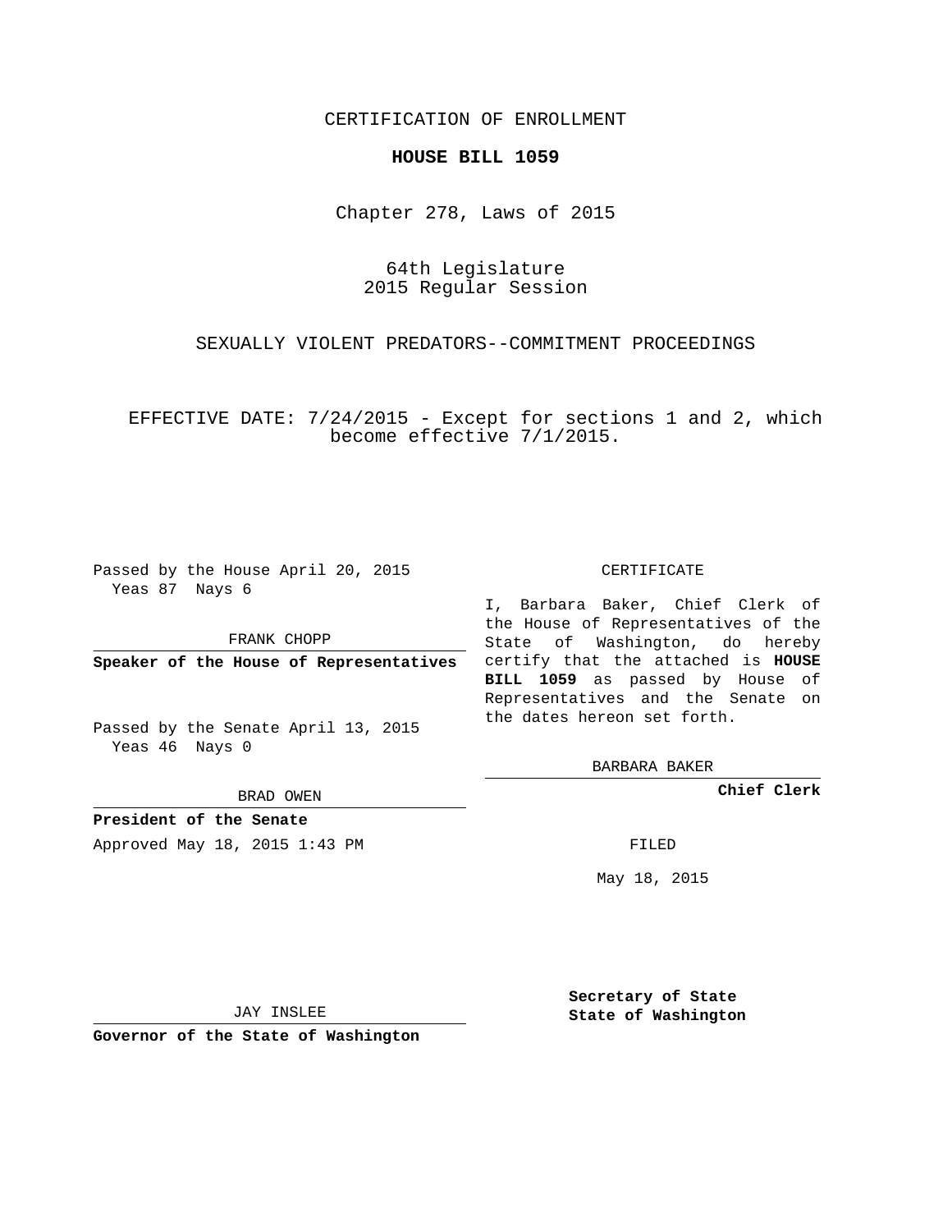CERTIFICATION OF ENROLLMENT

**HOUSE BILL 1059**

Chapter 278, Laws of 2015

64th Legislature
2015 Regular Session

SEXUALLY VIOLENT PREDATORS--COMMITMENT PROCEEDINGS

EFFECTIVE DATE: 7/24/2015 - Except for sections 1 and 2, which become effective 7/1/2015.

Passed by the House April 20, 2015
Yeas 87 Nays 6

FRANK CHOPP

**Speaker of the House of Representatives**

Passed by the Senate April 13, 2015
Yeas 46 Nays 0

BRAD OWEN

**President of the Senate**

Approved May 18, 2015 1:43 PM

JAY INSLEE

**Governor of the State of Washington**

CERTIFICATE

I, Barbara Baker, Chief Clerk of the House of Representatives of the State of Washington, do hereby certify that the attached is **HOUSE BILL 1059** as passed by House of Representatives and the Senate on the dates hereon set forth.

BARBARA BAKER

**Chief Clerk**

FILED

May 18, 2015

**Secretary of State**
**State of Washington**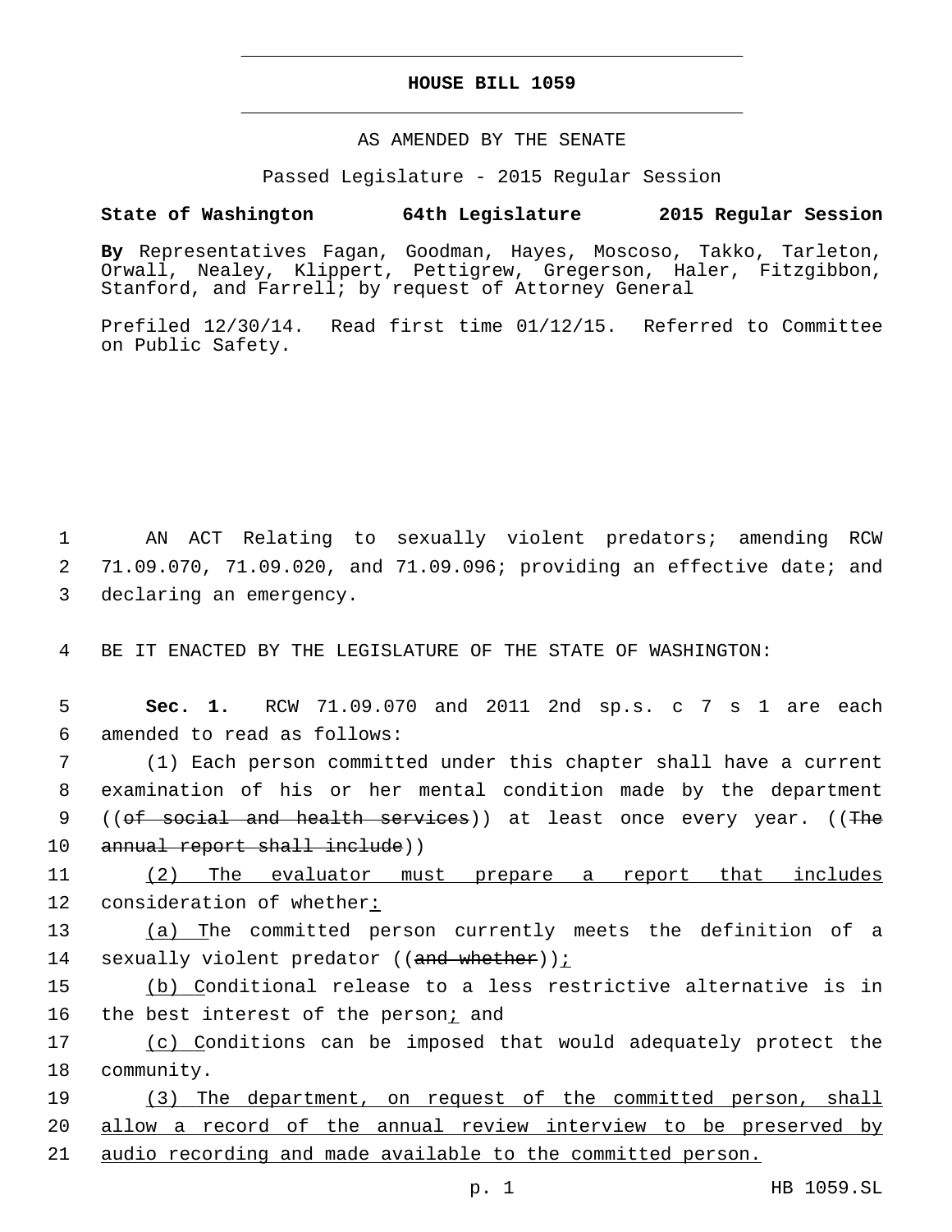**HOUSE BILL 1059**

AS AMENDED BY THE SENATE

Passed Legislature - 2015 Regular Session

**State of Washington 64th Legislature 2015 Regular Session**

**By** Representatives Fagan, Goodman, Hayes, Moscoso, Takko, Tarleton, Orwall, Nealey, Klippert, Pettigrew, Gregerson, Haler, Fitzgibbon, Stanford, and Farrell; by request of Attorney General

Prefiled 12/30/14. Read first time 01/12/15. Referred to Committee on Public Safety.

1 AN ACT Relating to sexually violent predators; amending RCW
2 71.09.070, 71.09.020, and 71.09.096; providing an effective date; and
3 declaring an emergency.

4 BE IT ENACTED BY THE LEGISLATURE OF THE STATE OF WASHINGTON:

5 **Sec. 1.** RCW 71.09.070 and 2011 2nd sp.s. c 7 s 1 are each
6 amended to read as follows:

7 (1) Each person committed under this chapter shall have a current
8 examination of his or her mental condition made by the department
9 ((~~of social and health services~~)) at least once every year. ((~~The~~
10 ~~annual report shall include~~))

11 <u>(2) The evaluator must prepare a report that includes</u>
12 consideration of whether<u>:</u>

13 <u>(a) T</u>he committed person currently meets the definition of a
14 sexually violent predator ((~~and whether~~))<u>;</u>

15 <u>(b) C</u>onditional release to a less restrictive alternative is in
16 the best interest of the person<u>;</u> and

17 <u>(c) C</u>onditions can be imposed that would adequately protect the
18 community.

19 <u>(3) The department, on request of the committed person, shall</u>
20 <u>allow a record of the annual review interview to be preserved by</u>
21 <u>audio recording and made available to the committed person.</u>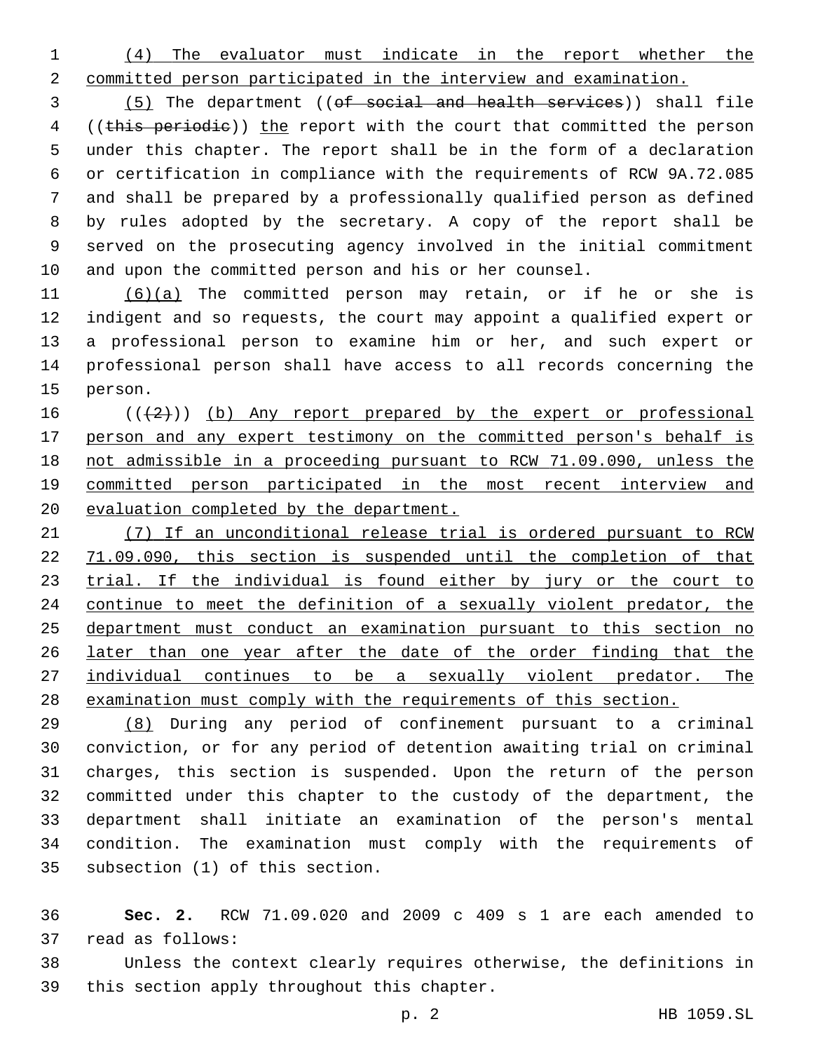(4) The evaluator must indicate in the report whether the committed person participated in the interview and examination.

(5) The department ((~~of social and health services~~)) shall file ((~~this periodic~~)) the report with the court that committed the person under this chapter. The report shall be in the form of a declaration or certification in compliance with the requirements of RCW 9A.72.085 and shall be prepared by a professionally qualified person as defined by rules adopted by the secretary. A copy of the report shall be served on the prosecuting agency involved in the initial commitment and upon the committed person and his or her counsel.

(6)(a) The committed person may retain, or if he or she is indigent and so requests, the court may appoint a qualified expert or a professional person to examine him or her, and such expert or professional person shall have access to all records concerning the person.

((~~(2)~~)) (b) Any report prepared by the expert or professional person and any expert testimony on the committed person's behalf is not admissible in a proceeding pursuant to RCW 71.09.090, unless the committed person participated in the most recent interview and evaluation completed by the department.

(7) If an unconditional release trial is ordered pursuant to RCW 71.09.090, this section is suspended until the completion of that trial. If the individual is found either by jury or the court to continue to meet the definition of a sexually violent predator, the department must conduct an examination pursuant to this section no later than one year after the date of the order finding that the individual continues to be a sexually violent predator. The examination must comply with the requirements of this section.

(8) During any period of confinement pursuant to a criminal conviction, or for any period of detention awaiting trial on criminal charges, this section is suspended. Upon the return of the person committed under this chapter to the custody of the department, the department shall initiate an examination of the person's mental condition. The examination must comply with the requirements of subsection (1) of this section.

**Sec. 2.** RCW 71.09.020 and 2009 c 409 s 1 are each amended to read as follows:

Unless the context clearly requires otherwise, the definitions in this section apply throughout this chapter.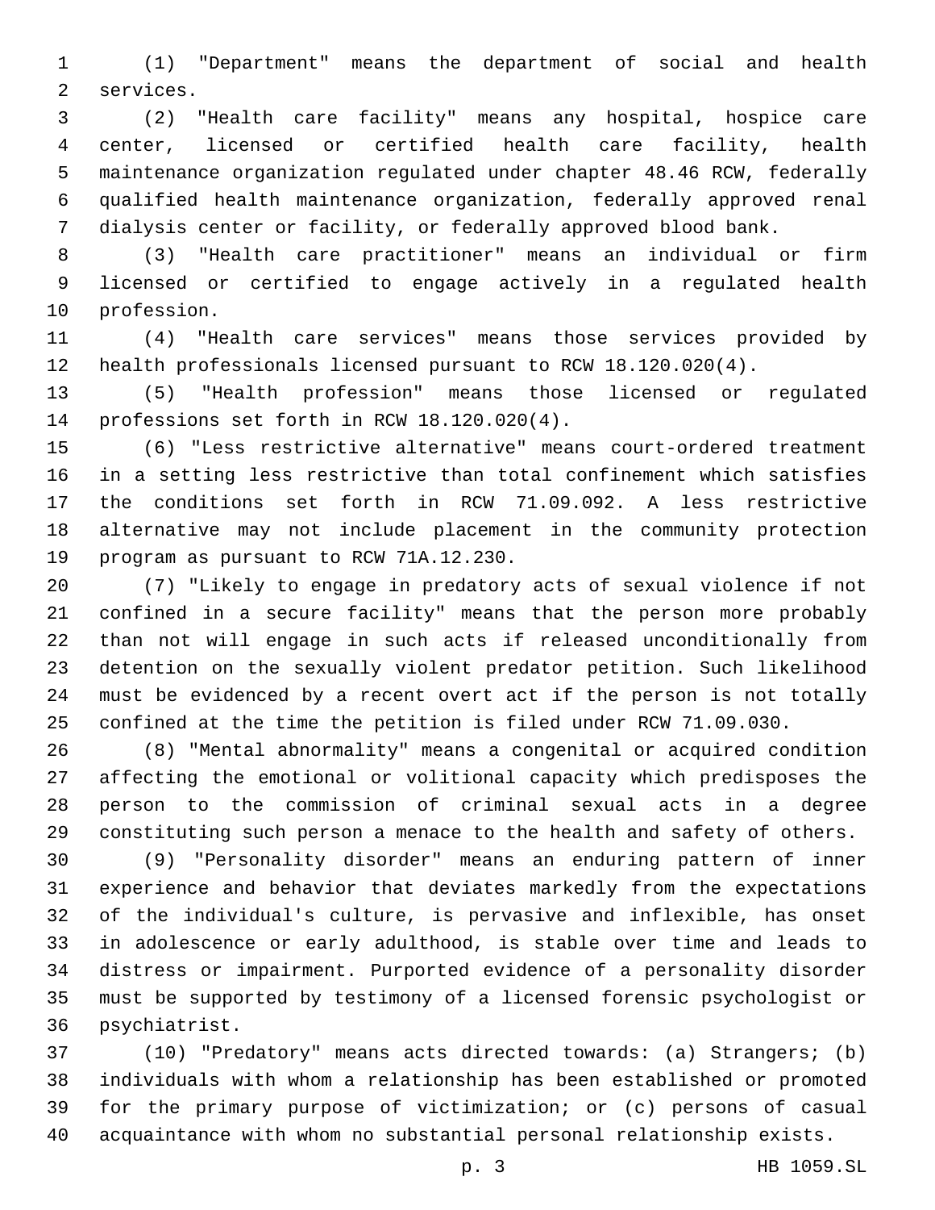(1) "Department" means the department of social and health services.

(2) "Health care facility" means any hospital, hospice care center, licensed or certified health care facility, health maintenance organization regulated under chapter 48.46 RCW, federally qualified health maintenance organization, federally approved renal dialysis center or facility, or federally approved blood bank.

(3) "Health care practitioner" means an individual or firm licensed or certified to engage actively in a regulated health profession.

(4) "Health care services" means those services provided by health professionals licensed pursuant to RCW 18.120.020(4).

(5) "Health profession" means those licensed or regulated professions set forth in RCW 18.120.020(4).

(6) "Less restrictive alternative" means court-ordered treatment in a setting less restrictive than total confinement which satisfies the conditions set forth in RCW 71.09.092. A less restrictive alternative may not include placement in the community protection program as pursuant to RCW 71A.12.230.

(7) "Likely to engage in predatory acts of sexual violence if not confined in a secure facility" means that the person more probably than not will engage in such acts if released unconditionally from detention on the sexually violent predator petition. Such likelihood must be evidenced by a recent overt act if the person is not totally confined at the time the petition is filed under RCW 71.09.030.

(8) "Mental abnormality" means a congenital or acquired condition affecting the emotional or volitional capacity which predisposes the person to the commission of criminal sexual acts in a degree constituting such person a menace to the health and safety of others.

(9) "Personality disorder" means an enduring pattern of inner experience and behavior that deviates markedly from the expectations of the individual's culture, is pervasive and inflexible, has onset in adolescence or early adulthood, is stable over time and leads to distress or impairment. Purported evidence of a personality disorder must be supported by testimony of a licensed forensic psychologist or psychiatrist.

(10) "Predatory" means acts directed towards: (a) Strangers; (b) individuals with whom a relationship has been established or promoted for the primary purpose of victimization; or (c) persons of casual acquaintance with whom no substantial personal relationship exists.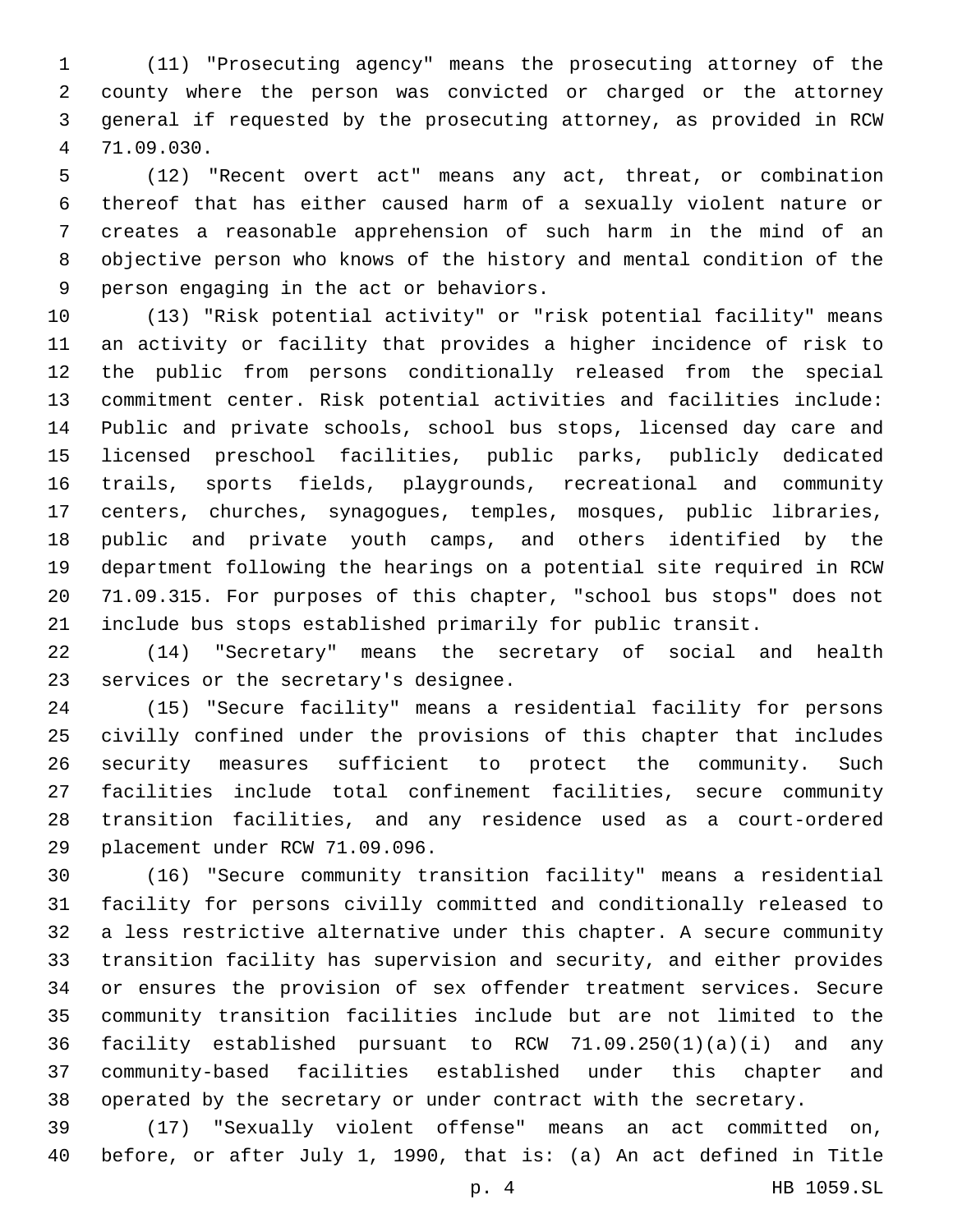(11) "Prosecuting agency" means the prosecuting attorney of the county where the person was convicted or charged or the attorney general if requested by the prosecuting attorney, as provided in RCW 71.09.030.

(12) "Recent overt act" means any act, threat, or combination thereof that has either caused harm of a sexually violent nature or creates a reasonable apprehension of such harm in the mind of an objective person who knows of the history and mental condition of the person engaging in the act or behaviors.

(13) "Risk potential activity" or "risk potential facility" means an activity or facility that provides a higher incidence of risk to the public from persons conditionally released from the special commitment center. Risk potential activities and facilities include: Public and private schools, school bus stops, licensed day care and licensed preschool facilities, public parks, publicly dedicated trails, sports fields, playgrounds, recreational and community centers, churches, synagogues, temples, mosques, public libraries, public and private youth camps, and others identified by the department following the hearings on a potential site required in RCW 71.09.315. For purposes of this chapter, "school bus stops" does not include bus stops established primarily for public transit.

(14) "Secretary" means the secretary of social and health services or the secretary's designee.

(15) "Secure facility" means a residential facility for persons civilly confined under the provisions of this chapter that includes security measures sufficient to protect the community. Such facilities include total confinement facilities, secure community transition facilities, and any residence used as a court-ordered placement under RCW 71.09.096.

(16) "Secure community transition facility" means a residential facility for persons civilly committed and conditionally released to a less restrictive alternative under this chapter. A secure community transition facility has supervision and security, and either provides or ensures the provision of sex offender treatment services. Secure community transition facilities include but are not limited to the facility established pursuant to RCW 71.09.250(1)(a)(i) and any community-based facilities established under this chapter and operated by the secretary or under contract with the secretary.

(17) "Sexually violent offense" means an act committed on, before, or after July 1, 1990, that is: (a) An act defined in Title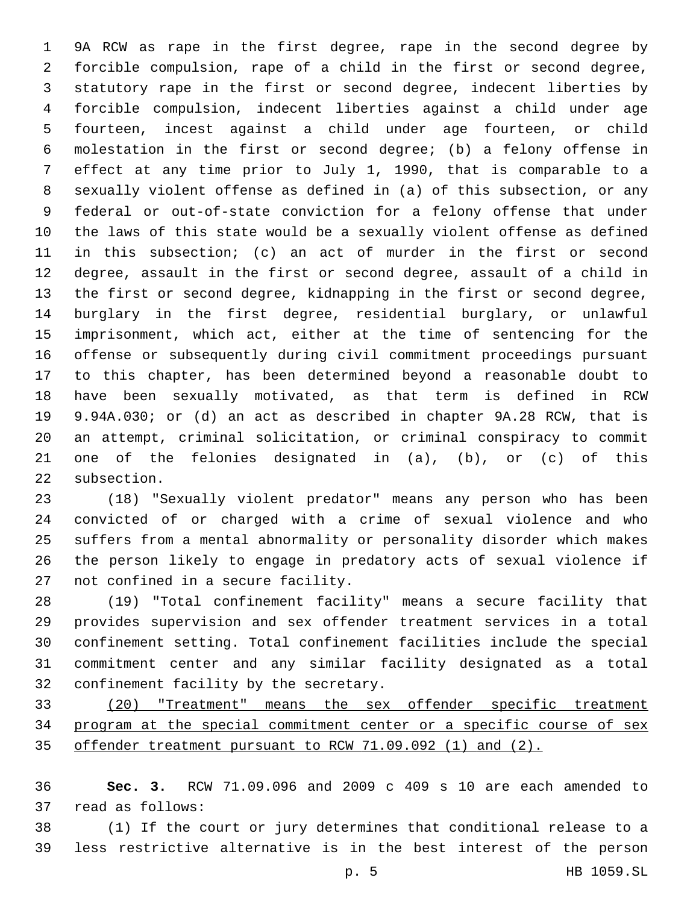9A RCW as rape in the first degree, rape in the second degree by forcible compulsion, rape of a child in the first or second degree, statutory rape in the first or second degree, indecent liberties by forcible compulsion, indecent liberties against a child under age fourteen, incest against a child under age fourteen, or child molestation in the first or second degree; (b) a felony offense in effect at any time prior to July 1, 1990, that is comparable to a sexually violent offense as defined in (a) of this subsection, or any federal or out-of-state conviction for a felony offense that under the laws of this state would be a sexually violent offense as defined in this subsection; (c) an act of murder in the first or second degree, assault in the first or second degree, assault of a child in the first or second degree, kidnapping in the first or second degree, burglary in the first degree, residential burglary, or unlawful imprisonment, which act, either at the time of sentencing for the offense or subsequently during civil commitment proceedings pursuant to this chapter, has been determined beyond a reasonable doubt to have been sexually motivated, as that term is defined in RCW 9.94A.030; or (d) an act as described in chapter 9A.28 RCW, that is an attempt, criminal solicitation, or criminal conspiracy to commit one of the felonies designated in (a), (b), or (c) of this subsection.

(18) "Sexually violent predator" means any person who has been convicted of or charged with a crime of sexual violence and who suffers from a mental abnormality or personality disorder which makes the person likely to engage in predatory acts of sexual violence if not confined in a secure facility.

(19) "Total confinement facility" means a secure facility that provides supervision and sex offender treatment services in a total confinement setting. Total confinement facilities include the special commitment center and any similar facility designated as a total confinement facility by the secretary.

<u>(20) "Treatment" means the sex offender specific treatment program at the special commitment center or a specific course of sex offender treatment pursuant to RCW 71.09.092 (1) and (2).</u>

**Sec. 3.** RCW 71.09.096 and 2009 c 409 s 10 are each amended to read as follows:

(1) If the court or jury determines that conditional release to a less restrictive alternative is in the best interest of the person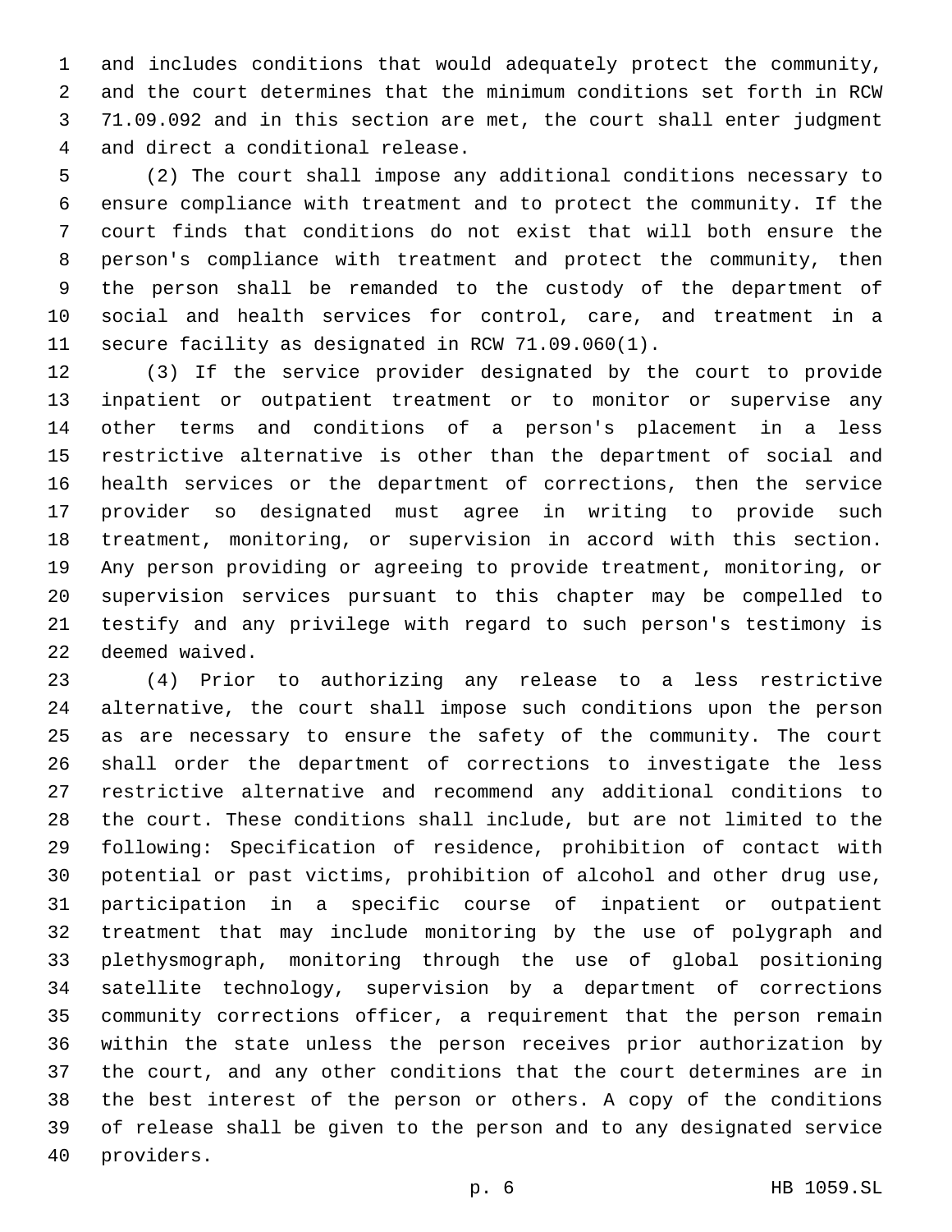and includes conditions that would adequately protect the community, and the court determines that the minimum conditions set forth in RCW 71.09.092 and in this section are met, the court shall enter judgment and direct a conditional release.

(2) The court shall impose any additional conditions necessary to ensure compliance with treatment and to protect the community. If the court finds that conditions do not exist that will both ensure the person's compliance with treatment and protect the community, then the person shall be remanded to the custody of the department of social and health services for control, care, and treatment in a secure facility as designated in RCW 71.09.060(1).

(3) If the service provider designated by the court to provide inpatient or outpatient treatment or to monitor or supervise any other terms and conditions of a person's placement in a less restrictive alternative is other than the department of social and health services or the department of corrections, then the service provider so designated must agree in writing to provide such treatment, monitoring, or supervision in accord with this section. Any person providing or agreeing to provide treatment, monitoring, or supervision services pursuant to this chapter may be compelled to testify and any privilege with regard to such person's testimony is deemed waived.

(4) Prior to authorizing any release to a less restrictive alternative, the court shall impose such conditions upon the person as are necessary to ensure the safety of the community. The court shall order the department of corrections to investigate the less restrictive alternative and recommend any additional conditions to the court. These conditions shall include, but are not limited to the following: Specification of residence, prohibition of contact with potential or past victims, prohibition of alcohol and other drug use, participation in a specific course of inpatient or outpatient treatment that may include monitoring by the use of polygraph and plethysmograph, monitoring through the use of global positioning satellite technology, supervision by a department of corrections community corrections officer, a requirement that the person remain within the state unless the person receives prior authorization by the court, and any other conditions that the court determines are in the best interest of the person or others. A copy of the conditions of release shall be given to the person and to any designated service providers.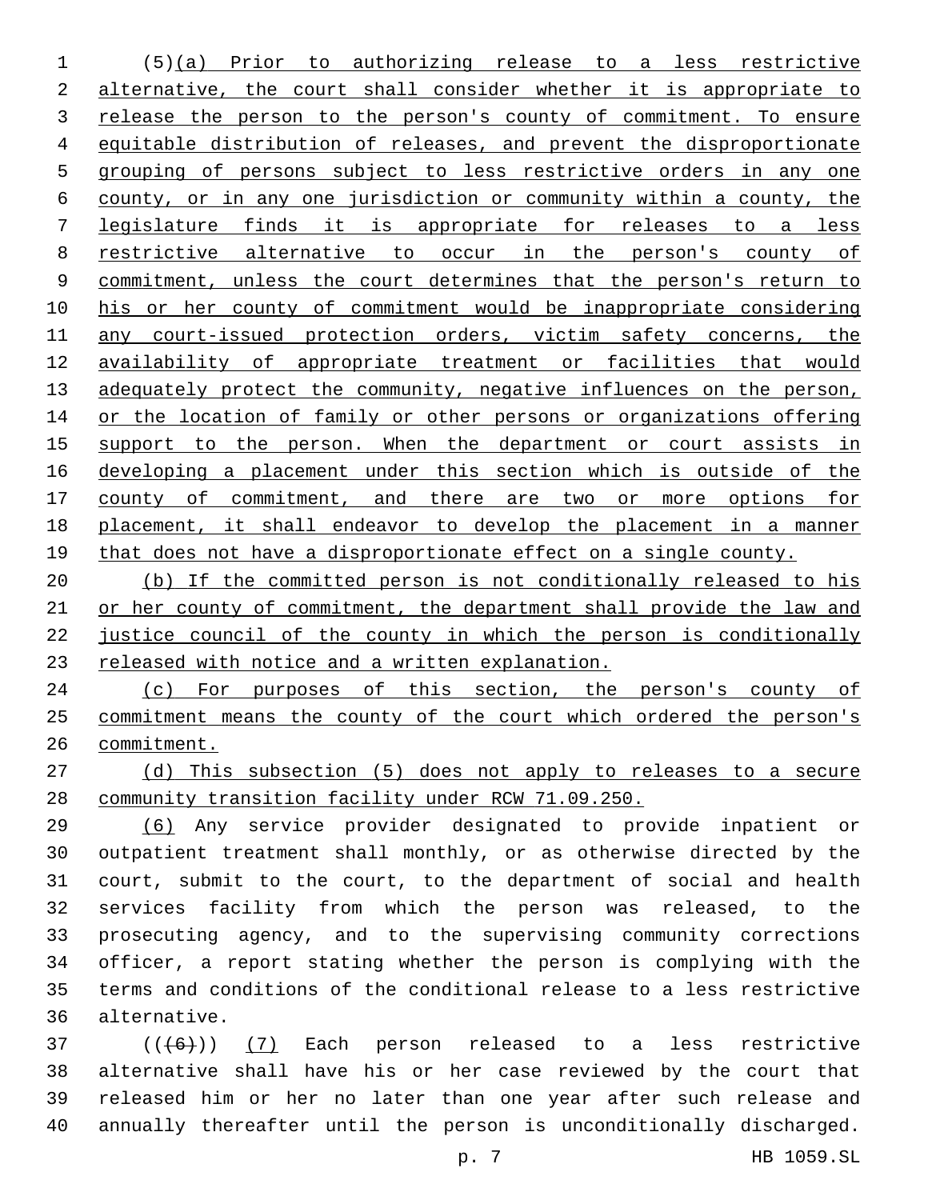(5)(a) Prior to authorizing release to a less restrictive alternative, the court shall consider whether it is appropriate to release the person to the person's county of commitment. To ensure equitable distribution of releases, and prevent the disproportionate grouping of persons subject to less restrictive orders in any one county, or in any one jurisdiction or community within a county, the legislature finds it is appropriate for releases to a less restrictive alternative to occur in the person's county of commitment, unless the court determines that the person's return to his or her county of commitment would be inappropriate considering any court-issued protection orders, victim safety concerns, the availability of appropriate treatment or facilities that would adequately protect the community, negative influences on the person, or the location of family or other persons or organizations offering support to the person. When the department or court assists in developing a placement under this section which is outside of the county of commitment, and there are two or more options for placement, it shall endeavor to develop the placement in a manner that does not have a disproportionate effect on a single county.

(b) If the committed person is not conditionally released to his or her county of commitment, the department shall provide the law and justice council of the county in which the person is conditionally released with notice and a written explanation.

(c) For purposes of this section, the person's county of commitment means the county of the court which ordered the person's commitment.

(d) This subsection (5) does not apply to releases to a secure community transition facility under RCW 71.09.250.

(6) Any service provider designated to provide inpatient or outpatient treatment shall monthly, or as otherwise directed by the court, submit to the court, to the department of social and health services facility from which the person was released, to the prosecuting agency, and to the supervising community corrections officer, a report stating whether the person is complying with the terms and conditions of the conditional release to a less restrictive alternative.

~~((6))~~ (7) Each person released to a less restrictive alternative shall have his or her case reviewed by the court that released him or her no later than one year after such release and annually thereafter until the person is unconditionally discharged.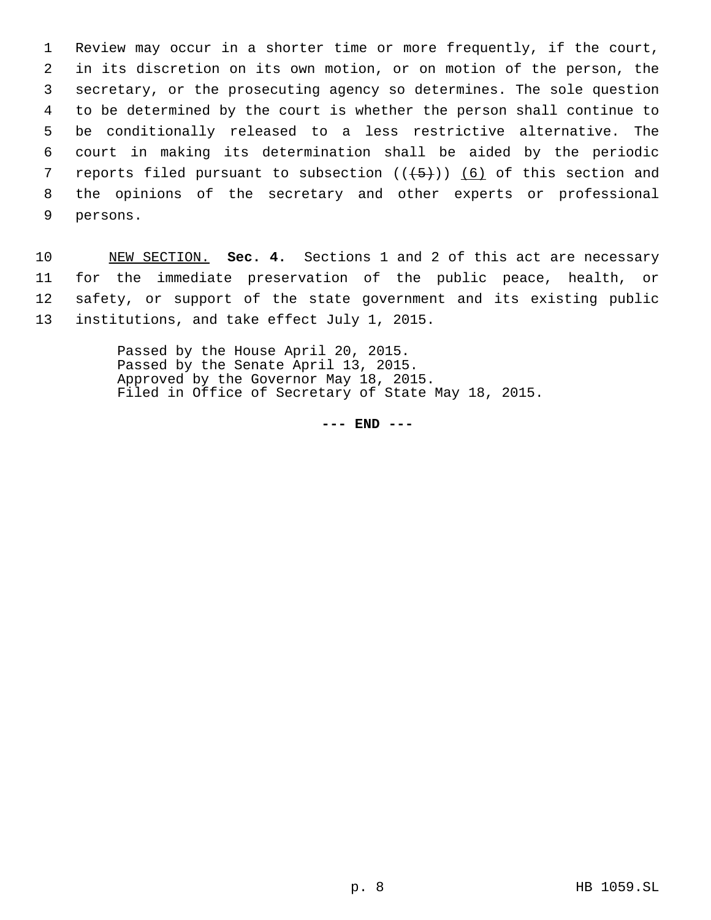Review may occur in a shorter time or more frequently, if the court, in its discretion on its own motion, or on motion of the person, the secretary, or the prosecuting agency so determines. The sole question to be determined by the court is whether the person shall continue to be conditionally released to a less restrictive alternative. The court in making its determination shall be aided by the periodic reports filed pursuant to subsection ((~~(5)~~)) (6) of this section and the opinions of the secretary and other experts or professional persons.

NEW SECTION. **Sec. 4.** Sections 1 and 2 of this act are necessary for the immediate preservation of the public peace, health, or safety, or support of the state government and its existing public institutions, and take effect July 1, 2015.

Passed by the House April 20, 2015.
Passed by the Senate April 13, 2015.
Approved by the Governor May 18, 2015.
Filed in Office of Secretary of State May 18, 2015.

**--- END ---**